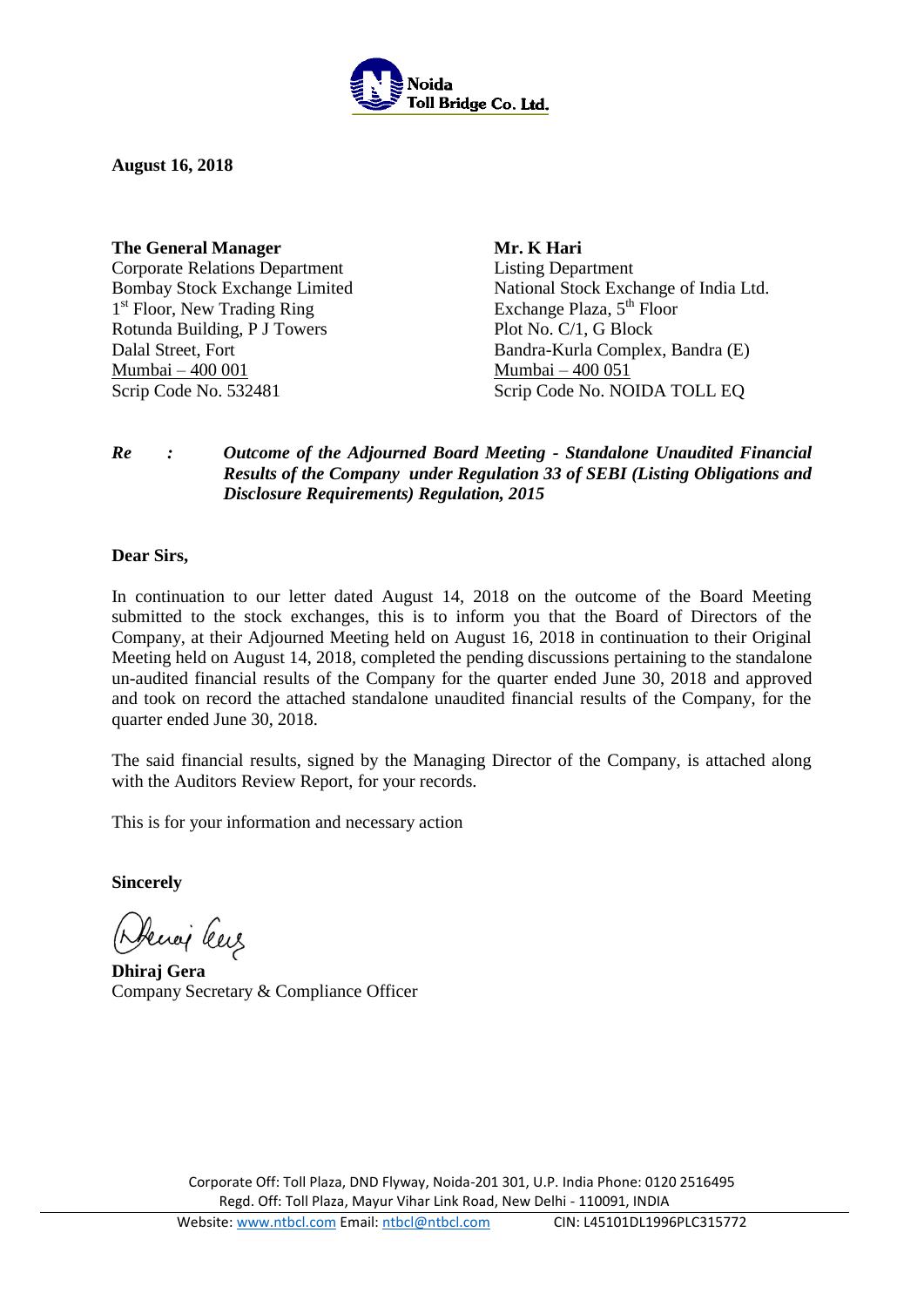**August 16, 2018**

**The General Manager**
Corporate Relations Department
Bombay Stock Exchange Limited
1st Floor, New Trading Ring
Rotunda Building, P J Towers
Dalal Street, Fort
Mumbai – 400 001
Scrip Code No. 532481

**Mr. K Hari**
Listing Department
National Stock Exchange of India Ltd.
Exchange Plaza, 5th Floor
Plot No. C/1, G Block
Bandra-Kurla Complex, Bandra (E)
Mumbai – 400 051
Scrip Code No. NOIDA TOLL EQ

***Re : Outcome of the Adjourned Board Meeting - Standalone Unaudited Financial Results of the Company under Regulation 33 of SEBI (Listing Obligations and Disclosure Requirements) Regulation, 2015***

**Dear Sirs,**

In continuation to our letter dated August 14, 2018 on the outcome of the Board Meeting submitted to the stock exchanges, this is to inform you that the Board of Directors of the Company, at their Adjourned Meeting held on August 16, 2018 in continuation to their Original Meeting held on August 14, 2018, completed the pending discussions pertaining to the standalone un-audited financial results of the Company for the quarter ended June 30, 2018 and approved and took on record the attached standalone unaudited financial results of the Company, for the quarter ended June 30, 2018.

The said financial results, signed by the Managing Director of the Company, is attached along with the Auditors Review Report, for your records.

This is for your information and necessary action

**Sincerely**

**Dhiraj Gera**
Company Secretary & Compliance Officer

Corporate Off: Toll Plaza, DND Flyway, Noida-201 301, U.P. India Phone: 0120 2516495
Regd. Off: Toll Plaza, Mayur Vihar Link Road, New Delhi - 110091, INDIA
Website: www.ntbcl.com Email: ntbcl@ntbcl.com CIN: L45101DL1996PLC315772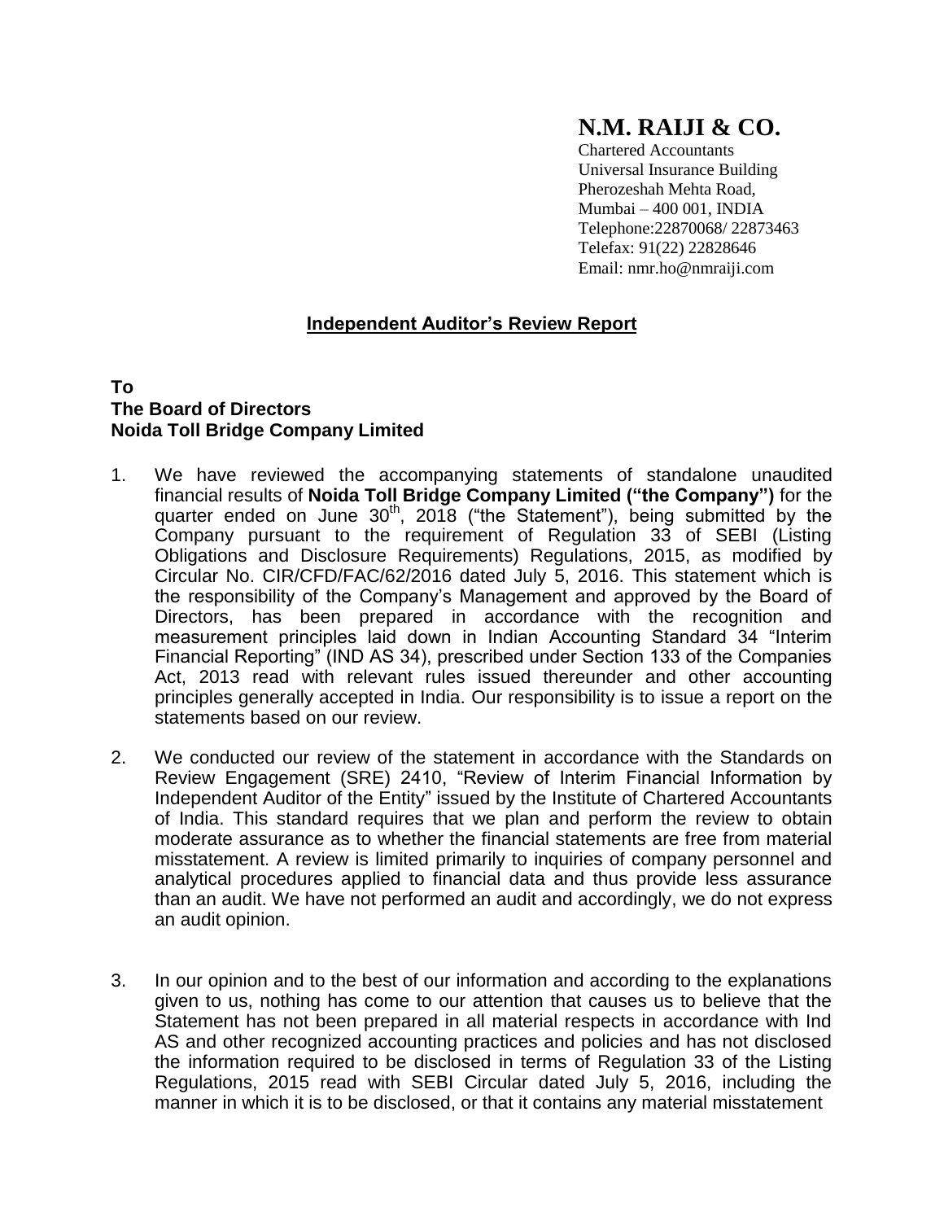# N.M. RAIJI & CO.

Chartered Accountants
Universal Insurance Building
Pherozeshah Mehta Road,
Mumbai – 400 001, INDIA
Telephone:22870068/ 22873463
Telefax: 91(22) 22828646
Email: nmr.ho@nmraiji.com

## Independent Auditor's Review Report

**To**
**The Board of Directors**
**Noida Toll Bridge Company Limited**

1. We have reviewed the accompanying statements of standalone unaudited financial results of **Noida Toll Bridge Company Limited ("the Company")** for the quarter ended on June 30th, 2018 ("the Statement"), being submitted by the Company pursuant to the requirement of Regulation 33 of SEBI (Listing Obligations and Disclosure Requirements) Regulations, 2015, as modified by Circular No. CIR/CFD/FAC/62/2016 dated July 5, 2016. This statement which is the responsibility of the Company's Management and approved by the Board of Directors, has been prepared in accordance with the recognition and measurement principles laid down in Indian Accounting Standard 34 "Interim Financial Reporting" (IND AS 34), prescribed under Section 133 of the Companies Act, 2013 read with relevant rules issued thereunder and other accounting principles generally accepted in India. Our responsibility is to issue a report on the statements based on our review.

2. We conducted our review of the statement in accordance with the Standards on Review Engagement (SRE) 2410, "Review of Interim Financial Information by Independent Auditor of the Entity" issued by the Institute of Chartered Accountants of India. This standard requires that we plan and perform the review to obtain moderate assurance as to whether the financial statements are free from material misstatement. A review is limited primarily to inquiries of company personnel and analytical procedures applied to financial data and thus provide less assurance than an audit. We have not performed an audit and accordingly, we do not express an audit opinion.

3. In our opinion and to the best of our information and according to the explanations given to us, nothing has come to our attention that causes us to believe that the Statement has not been prepared in all material respects in accordance with Ind AS and other recognized accounting practices and policies and has not disclosed the information required to be disclosed in terms of Regulation 33 of the Listing Regulations, 2015 read with SEBI Circular dated July 5, 2016, including the manner in which it is to be disclosed, or that it contains any material misstatement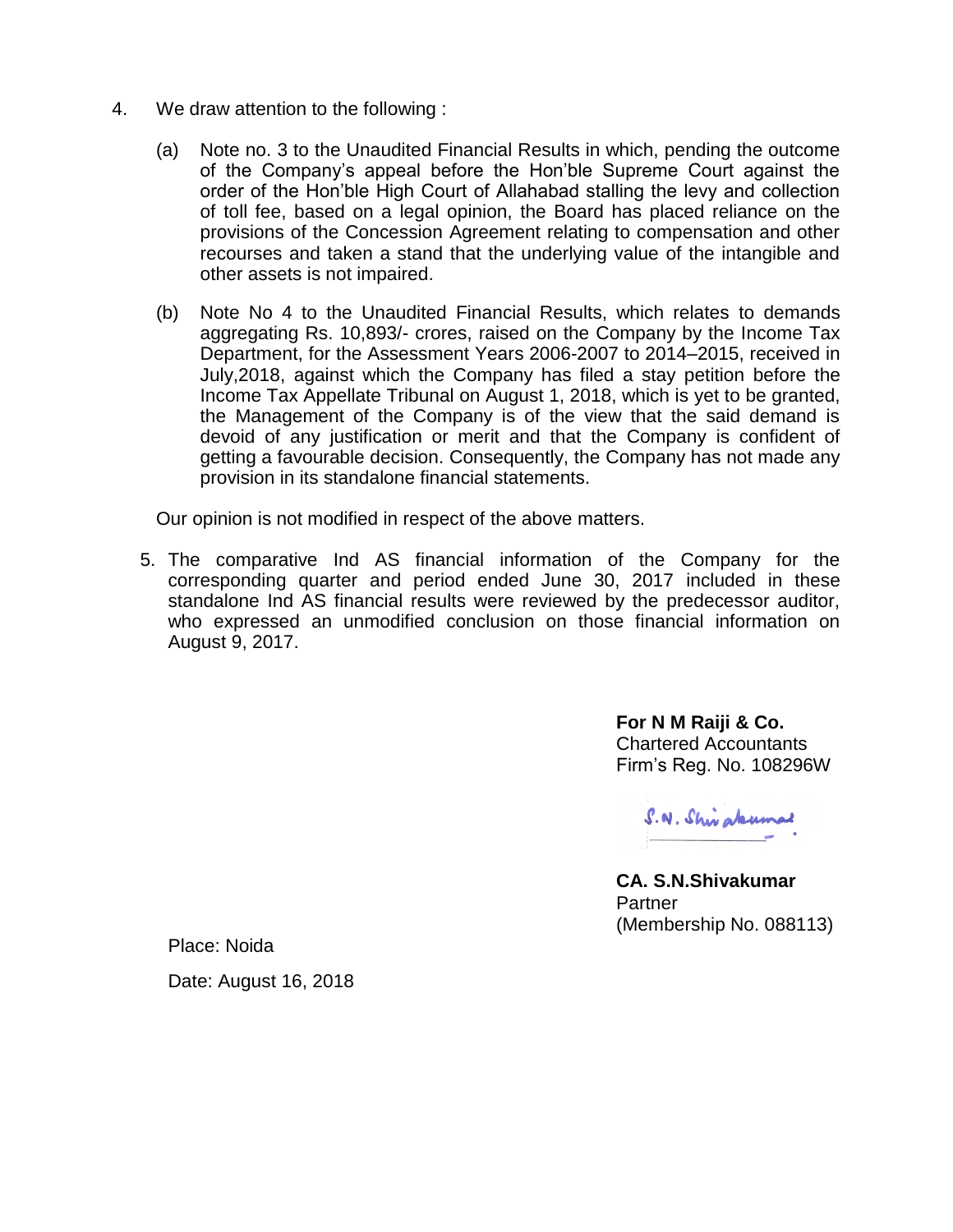4. We draw attention to the following :

   (a) Note no. 3 to the Unaudited Financial Results in which, pending the outcome of the Company's appeal before the Hon'ble Supreme Court against the order of the Hon'ble High Court of Allahabad stalling the levy and collection of toll fee, based on a legal opinion, the Board has placed reliance on the provisions of the Concession Agreement relating to compensation and other recourses and taken a stand that the underlying value of the intangible and other assets is not impaired.

   (b) Note No 4 to the Unaudited Financial Results, which relates to demands aggregating Rs. 10,893/- crores, raised on the Company by the Income Tax Department, for the Assessment Years 2006-2007 to 2014–2015, received in July,2018, against which the Company has filed a stay petition before the Income Tax Appellate Tribunal on August 1, 2018, which is yet to be granted, the Management of the Company is of the view that the said demand is devoid of any justification or merit and that the Company is confident of getting a favourable decision. Consequently, the Company has not made any provision in its standalone financial statements.

   Our opinion is not modified in respect of the above matters.

5. The comparative Ind AS financial information of the Company for the corresponding quarter and period ended June 30, 2017 included in these standalone Ind AS financial results were reviewed by the predecessor auditor, who expressed an unmodified conclusion on those financial information on August 9, 2017.

**For N M Raiji & Co.**
Chartered Accountants
Firm's Reg. No. 108296W

S.N. Shivakumar

**CA. S.N.Shivakumar**
Partner
(Membership No. 088113)

Place: Noida

Date: August 16, 2018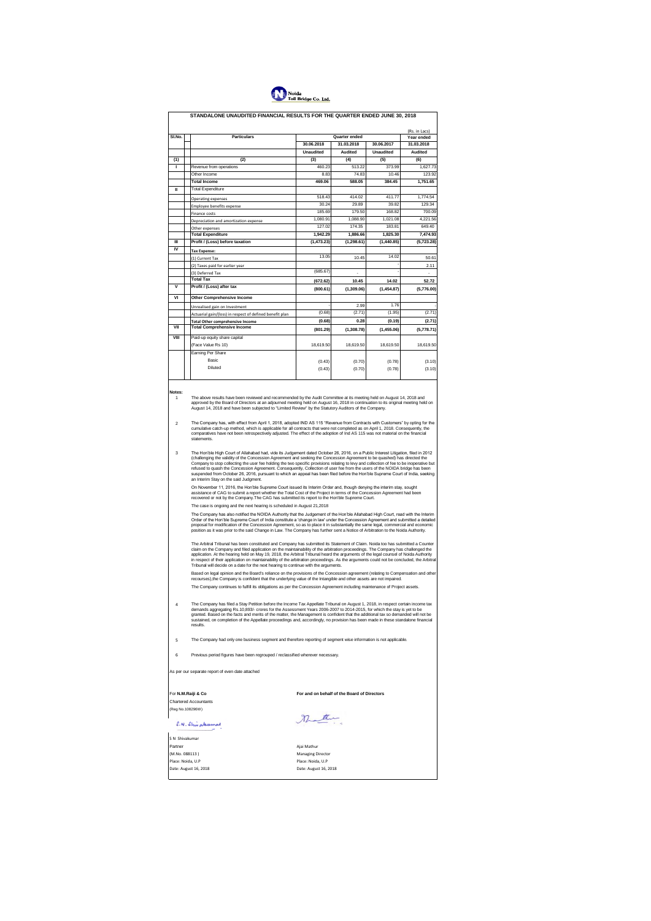Noida Toll Bridge Co. Ltd.

## STANDALONE UNAUDITED FINANCIAL RESULTS FOR THE QUARTER ENDED JUNE 30, 2018

(Rs. in Lacs)

| Sl.No. | Particulars | Quarter ended | | | Year ended |
|---|---|---|---|---|---|
| | | 30.06.2018 | 31.03.2018 | 30.06.2017 | 31.03.2018 |
| | | Unaudited | Audited | Unaudited | Audited |
| (1) | (2) | (3) | (4) | (5) | (6) |
| I | Revenue from operations | 460.23 | 513.22 | 373.99 | 1,627.73 |
| | Other Income | 8.83 | 74.83 | 10.46 | 123.92 |
| | **Total Income** | **469.06** | **588.05** | **384.45** | **1,751.65** |
| II | Total Expenditure | | | | |
| | Operating expenses | 518.43 | 414.02 | 411.77 | 1,774.54 |
| | Employee benefits expense | 30.24 | 29.89 | 39.82 | 129.34 |
| | Finance costs | 185.69 | 179.50 | 168.82 | 700.09 |
| | Depreciation and amortization expense | 1,080.91 | 1,088.90 | 1,021.08 | 4,221.56 |
| | Other expenses | 127.02 | 174.35 | 183.81 | 649.40 |
| | **Total Expenditure** | **1,942.29** | **1,886.66** | **1,825.30** | **7,474.93** |
| III | **Profit / (Loss) before taxation** | **(1,473.23)** | **(1,298.61)** | **(1,440.85)** | **(5,723.28)** |
| IV | **Tax Expense:** | | | | |
| | (1) Current Tax | 13.05 | 10.45 | 14.02 | 50.61 |
| | (2) Taxes paid for earlier year | | | - | 2.11 |
| | (3) Deferred Tax | (685.67) | - | - | - |
| | **Total Tax** | **(672.62)** | **10.45** | **14.02** | **52.72** |
| V | **Profit / (Loss) after tax** | **(800.61)** | **(1,309.06)** | **(1,454.87)** | **(5,776.00)** |
| VI | **Other Comprehensive Income** | | | | |
| | Unrealised gain on Investment | - | 2.99 | 1.76 | - |
| | Actuarial gain/(loss) in respect of defined benefit plan | (0.68) | (2.71) | (1.95) | (2.71) |
| | **Total Other comprehensive Income** | **(0.68)** | **0.28** | **(0.19)** | **(2.71)** |
| VII | **Total Comprehensive Income** | **(801.29)** | **(1,308.78)** | **(1,455.06)** | **(5,778.71)** |
| VIII | Paid-up equity share capital | | | | |
| | (Face Value Rs 10) | 18,619.50 | 18,619.50 | 18,619.50 | 18,619.50 |
| | Earning Per Share | | | | |
| | Basic | (0.43) | (0.70) | (0.78) | (3.10) |
| | Diluted | (0.43) | (0.70) | (0.78) | (3.10) |

**Notes:**

1. The above results have been reviewed and recommended by the Audit Committee at its meeting held on August 14, 2018 and approved by the Board of Directors at an adjourned meeting held on August 16, 2018 in continuation to its original meeting held on August 14, 2018 and have been subjected to "Limited Review" by the Statutory Auditors of the Company.

2. The Company has, with effect from April 1, 2018, adopted IND AS 115 "Revenue from Contracts with Customers" by opting for the cumulative catch-up method, which is applicable for all contracts that were not completed as on April 1, 2018. Consequently, the comparatives have not been retrospectively adjusted. The effect of the adoption of Ind AS 115 was not material on the financial statements.

3. The Hon'ble High Court of Allahabad had, vide its Judgement dated October 26, 2016, on a Public Interest Litigation, filed in 2012 (challenging the validity of the Concession Agreement and seeking the Concession Agreement to be quashed) has directed the Company to stop collecting the user fee holding the two specific provisions relating to levy and collection of fee to be inoperative but refused to quash the Concession Agreement. Consequently, Collection of user fee from the users of the NOIDA bridge has been suspended from October 26, 2016, pursuant to which an appeal has been filed before the Hon'ble Supreme Court of India, seeking an Interim Stay on the said Judgment.

   On November 11, 2016, the Hon'ble Supreme Court issued its Interim Order and, though denying the interim stay, sought assistance of CAG to submit a report whether the Total Cost of the Project in terms of the Concession Agreement had been recovered or not by the Company.The CAG has submitted its report to the Hon'ble Supreme Court.

   The case is ongoing and the next hearing is scheduled in August 21,2018

   The Company has also notified the NOIDA Authority that the Judgement of the Hon'ble Allahabad High Court, read with the Interim Order of the Hon'ble Supreme Court of India constitute a 'change in law' under the Concession Agreement and submitted a detailed proposal for modification of the Concession Agreement, so as to place it in substantially the same legal, commercial and economic position as it was prior to the said Change in Law. The Company has further sent a Notice of Arbitration to the Noida Authority.

   The Arbitral Tribunal has been constituted and Company has submitted its Statement of Claim. Noida too has submitted a Counter claim on the Company and filed application on the maintainability of the arbitration proceedings. The Company has challenged the application. At the hearing held on May 19, 2018, the Arbitral Tribunal heard the arguments of the legal counsel of Noida Authority in respect of their application on maintainability of the arbitration proceedings. As the arguments could not be concluded, the Arbitral Tribunal will decide on a date for the next hearing to continue with the arguments.

   Based on legal opinion and the Board's reliance on the provisions of the Concession agreement (relating to Compensation and other recourses),the Company is confident that the underlying value of the Intangible and other assets are not impaired.

   The Company continues to fulfill its obligations as per the Concession Agreement including maintenance of Project assets.

4. The Company has filed a Stay Petition before the Income Tax Appellate Tribunal on August 1, 2018, in respect certain income tax demands aggregating Rs.10,893/- crores for the Assessment Years 2006-2007 to 2014-2015, for which the stay is yet to be granted. Based on the facts and merits of the matter, the Management is confident that the additional tax so demanded will not be sustained, on completion of the Appellate proceedings and, accordingly, no provision has been made in these standalone financial results.

5. The Company had only one business segment and therefore reporting of segment wise information is not applicable.

6. Previous period figures have been regrouped / reclassified wherever necessary.

As per our separate report of even date attached

For **N.M.Raiji & Co**
Chartered Accountants
(Reg No.108296W)

S N Shivakumar
Partner
(M.No. 088113 )
Place: Noida, U.P
Date: August 16, 2018

**For and on behalf of the Board of Directors**

Ajai Mathur
Managing Director
Place: Noida, U.P
Date: August 16, 2018